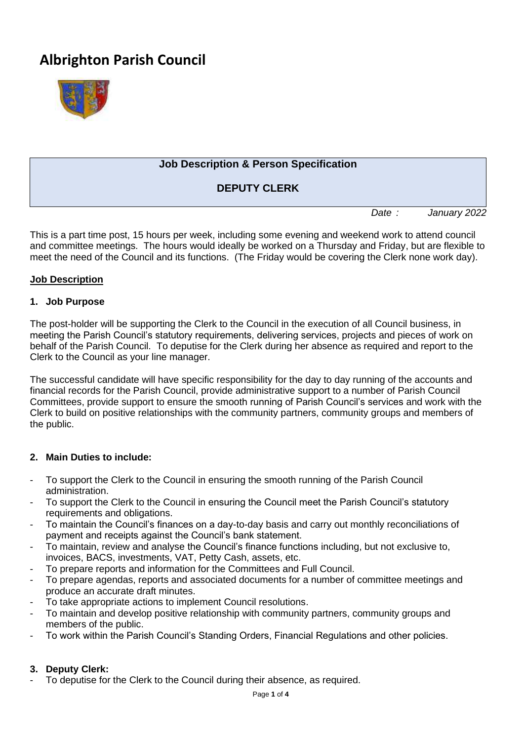# Albrighton Parish Council

**Job Description & Person Specification**

**DEPUTY CLERK**

*Date : January 2022*

This is a part time post, 15 hours per week, including some evening and weekend work to attend council and committee meetings. The hours would ideally be worked on a Thursday and Friday, but are flexible to meet the need of the Council and its functions. (The Friday would be covering the Clerk none work day).

## Job Description

### 1. Job Purpose

The post-holder will be supporting the Clerk to the Council in the execution of all Council business, in meeting the Parish Council's statutory requirements, delivering services, projects and pieces of work on behalf of the Parish Council. To deputise for the Clerk during her absence as required and report to the Clerk to the Council as your line manager.

The successful candidate will have specific responsibility for the day to day running of the accounts and financial records for the Parish Council, provide administrative support to a number of Parish Council Committees, provide support to ensure the smooth running of Parish Council's services and work with the Clerk to build on positive relationships with the community partners, community groups and members of the public.

### 2. Main Duties to include:

- To support the Clerk to the Council in ensuring the smooth running of the Parish Council administration.
- To support the Clerk to the Council in ensuring the Council meet the Parish Council's statutory requirements and obligations.
- To maintain the Council's finances on a day-to-day basis and carry out monthly reconciliations of payment and receipts against the Council's bank statement.
- To maintain, review and analyse the Council's finance functions including, but not exclusive to, invoices, BACS, investments, VAT, Petty Cash, assets, etc.
- To prepare reports and information for the Committees and Full Council.
- To prepare agendas, reports and associated documents for a number of committee meetings and produce an accurate draft minutes.
- To take appropriate actions to implement Council resolutions.
- To maintain and develop positive relationship with community partners, community groups and members of the public.
- To work within the Parish Council's Standing Orders, Financial Regulations and other policies.

### 3. Deputy Clerk:

- To deputise for the Clerk to the Council during their absence, as required.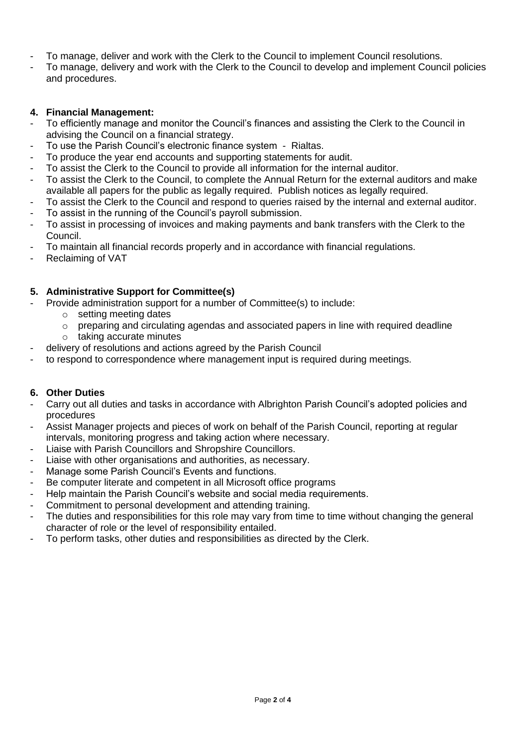- To manage, deliver and work with the Clerk to the Council to implement Council resolutions.
- To manage, delivery and work with the Clerk to the Council to develop and implement Council policies and procedures.

**4. Financial Management:**

- To efficiently manage and monitor the Council's finances and assisting the Clerk to the Council in advising the Council on a financial strategy.
- To use the Parish Council's electronic finance system - Rialtas.
- To produce the year end accounts and supporting statements for audit.
- To assist the Clerk to the Council to provide all information for the internal auditor.
- To assist the Clerk to the Council, to complete the Annual Return for the external auditors and make available all papers for the public as legally required. Publish notices as legally required.
- To assist the Clerk to the Council and respond to queries raised by the internal and external auditor.
- To assist in the running of the Council's payroll submission.
- To assist in processing of invoices and making payments and bank transfers with the Clerk to the Council.
- To maintain all financial records properly and in accordance with financial regulations.
- Reclaiming of VAT

**5. Administrative Support for Committee(s)**

- Provide administration support for a number of Committee(s) to include:
  - setting meeting dates
  - preparing and circulating agendas and associated papers in line with required deadline
  - taking accurate minutes
- delivery of resolutions and actions agreed by the Parish Council
- to respond to correspondence where management input is required during meetings.

**6. Other Duties**

- Carry out all duties and tasks in accordance with Albrighton Parish Council's adopted policies and procedures
- Assist Manager projects and pieces of work on behalf of the Parish Council, reporting at regular intervals, monitoring progress and taking action where necessary.
- Liaise with Parish Councillors and Shropshire Councillors.
- Liaise with other organisations and authorities, as necessary.
- Manage some Parish Council's Events and functions.
- Be computer literate and competent in all Microsoft office programs
- Help maintain the Parish Council's website and social media requirements.
- Commitment to personal development and attending training.
- The duties and responsibilities for this role may vary from time to time without changing the general character of role or the level of responsibility entailed.
- To perform tasks, other duties and responsibilities as directed by the Clerk.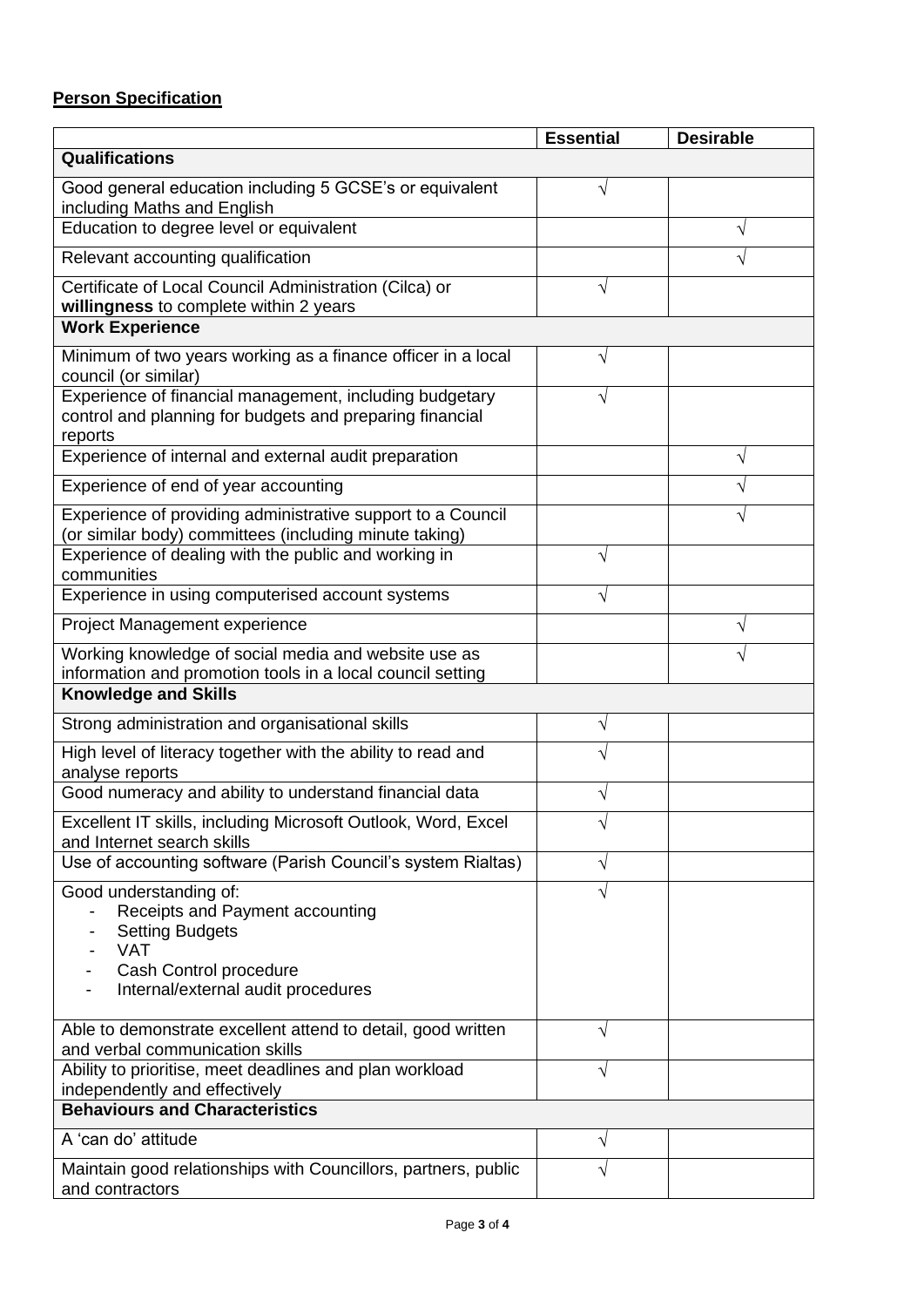**Person Specification**

| | Essential | Desirable |
|---|---|---|
| **Qualifications** | | |
| Good general education including 5 GCSE's or equivalent including Maths and English | √ | |
| Education to degree level or equivalent | | √ |
| Relevant accounting qualification | | √ |
| Certificate of Local Council Administration (Cilca) or **willingness** to complete within 2 years | √ | |
| **Work Experience** | | |
| Minimum of two years working as a finance officer in a local council (or similar) | √ | |
| Experience of financial management, including budgetary control and planning for budgets and preparing financial reports | √ | |
| Experience of internal and external audit preparation | | √ |
| Experience of end of year accounting | | √ |
| Experience of providing administrative support to a Council (or similar body) committees (including minute taking) | | √ |
| Experience of dealing with the public and working in communities | √ | |
| Experience in using computerised account systems | √ | |
| Project Management experience | | √ |
| Working knowledge of social media and website use as information and promotion tools in a local council setting | | √ |
| **Knowledge and Skills** | | |
| Strong administration and organisational skills | √ | |
| High level of literacy together with the ability to read and analyse reports | √ | |
| Good numeracy and ability to understand financial data | √ | |
| Excellent IT skills, including Microsoft Outlook, Word, Excel and Internet search skills | √ | |
| Use of accounting software (Parish Council's system Rialtas) | √ | |
| Good understanding of: <br> - Receipts and Payment accounting <br> - Setting Budgets <br> - VAT <br> - Cash Control procedure <br> - Internal/external audit procedures | √ | |
| Able to demonstrate excellent attend to detail, good written and verbal communication skills | √ | |
| Ability to prioritise, meet deadlines and plan workload independently and effectively | √ | |
| **Behaviours and Characteristics** | | |
| A 'can do' attitude | √ | |
| Maintain good relationships with Councillors, partners, public and contractors | √ | |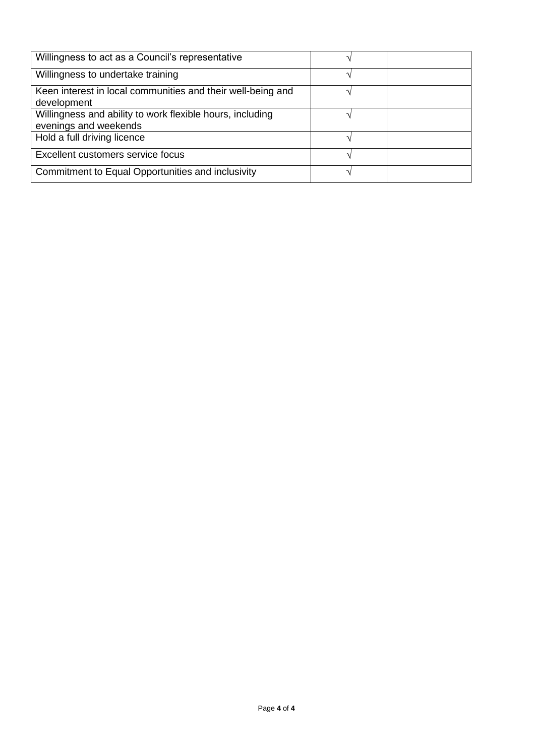| | | |
|---|---|---|
| Willingness to act as a Council's representative | √ | |
| Willingness to undertake training | √ | |
| Keen interest in local communities and their well-being and development | √ | |
| Willingness and ability to work flexible hours, including evenings and weekends | √ | |
| Hold a full driving licence | √ | |
| Excellent customers service focus | √ | |
| Commitment to Equal Opportunities and inclusivity | √ | |